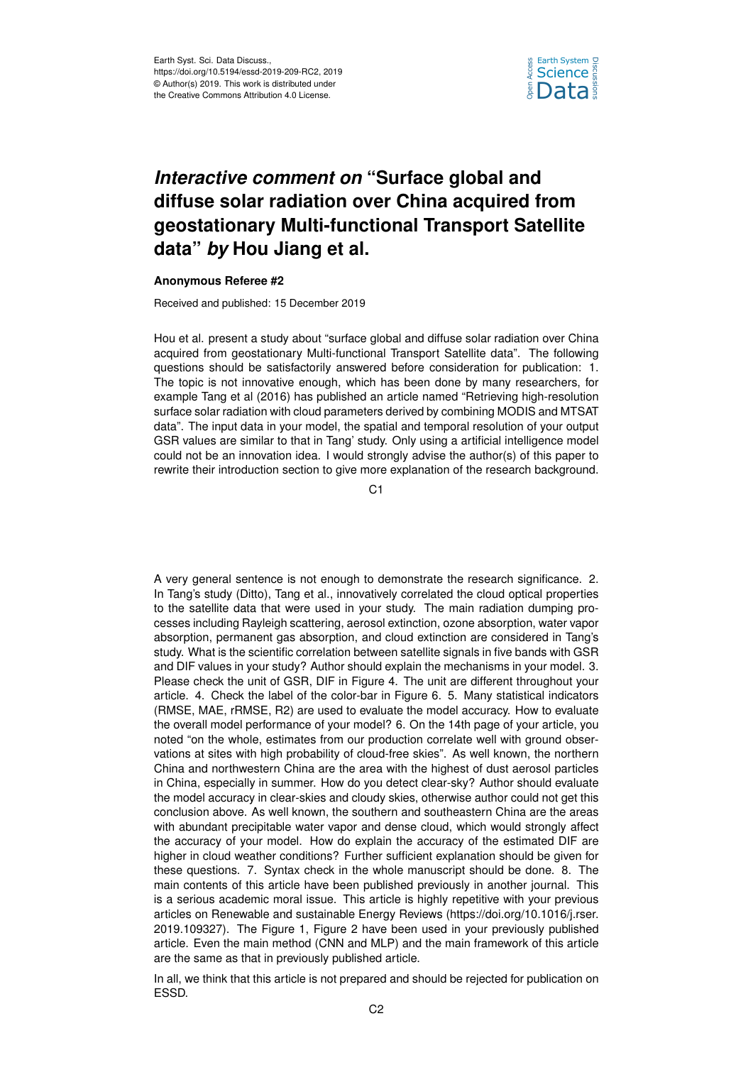# *Interactive comment on* "Surface global and diffuse solar radiation over China acquired from geostationary Multi-functional Transport Satellite data" *by* Hou Jiang et al.

**Anonymous Referee #2**

Received and published: 15 December 2019

Hou et al. present a study about "surface global and diffuse solar radiation over China acquired from geostationary Multi-functional Transport Satellite data". The following questions should be satisfactorily answered before consideration for publication: 1. The topic is not innovative enough, which has been done by many researchers, for example Tang et al (2016) has published an article named "Retrieving high-resolution surface solar radiation with cloud parameters derived by combining MODIS and MTSAT data". The input data in your model, the spatial and temporal resolution of your output GSR values are similar to that in Tang' study. Only using a artificial intelligence model could not be an innovation idea. I would strongly advise the author(s) of this paper to rewrite their introduction section to give more explanation of the research background. A very general sentence is not enough to demonstrate the research significance. 2. In Tang's study (Ditto), Tang et al., innovatively correlated the cloud optical properties to the satellite data that were used in your study. The main radiation dumping processes including Rayleigh scattering, aerosol extinction, ozone absorption, water vapor absorption, permanent gas absorption, and cloud extinction are considered in Tang's study. What is the scientific correlation between satellite signals in five bands with GSR and DIF values in your study? Author should explain the mechanisms in your model. 3. Please check the unit of GSR, DIF in Figure 4. The unit are different throughout your article. 4. Check the label of the color-bar in Figure 6. 5. Many statistical indicators (RMSE, MAE, rRMSE, R2) are used to evaluate the model accuracy. How to evaluate the overall model performance of your model? 6. On the 14th page of your article, you noted "on the whole, estimates from our production correlate well with ground observations at sites with high probability of cloud-free skies". As well known, the northern China and northwestern China are the area with the highest of dust aerosol particles in China, especially in summer. How do you detect clear-sky? Author should evaluate the model accuracy in clear-skies and cloudy skies, otherwise author could not get this conclusion above. As well known, the southern and southeastern China are the areas with abundant precipitable water vapor and dense cloud, which would strongly affect the accuracy of your model. How do explain the accuracy of the estimated DIF are higher in cloud weather conditions? Further sufficient explanation should be given for these questions. 7. Syntax check in the whole manuscript should be done. 8. The main contents of this article have been published previously in another journal. This is a serious academic moral issue. This article is highly repetitive with your previous articles on Renewable and sustainable Energy Reviews (https://doi.org/10.1016/j.rser.2019.109327). The Figure 1, Figure 2 have been used in your previously published article. Even the main method (CNN and MLP) and the main framework of this article are the same as that in previously published article.

In all, we think that this article is not prepared and should be rejected for publication on ESSD.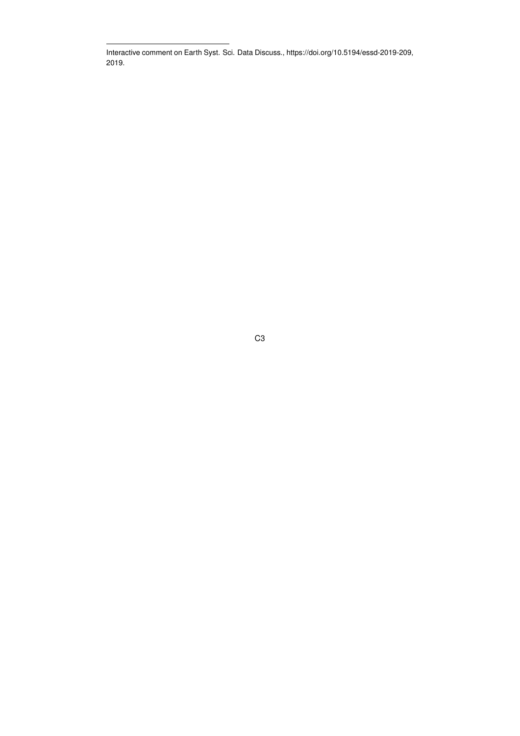Interactive comment on Earth Syst. Sci. Data Discuss., https://doi.org/10.5194/essd-2019-209, 2019.